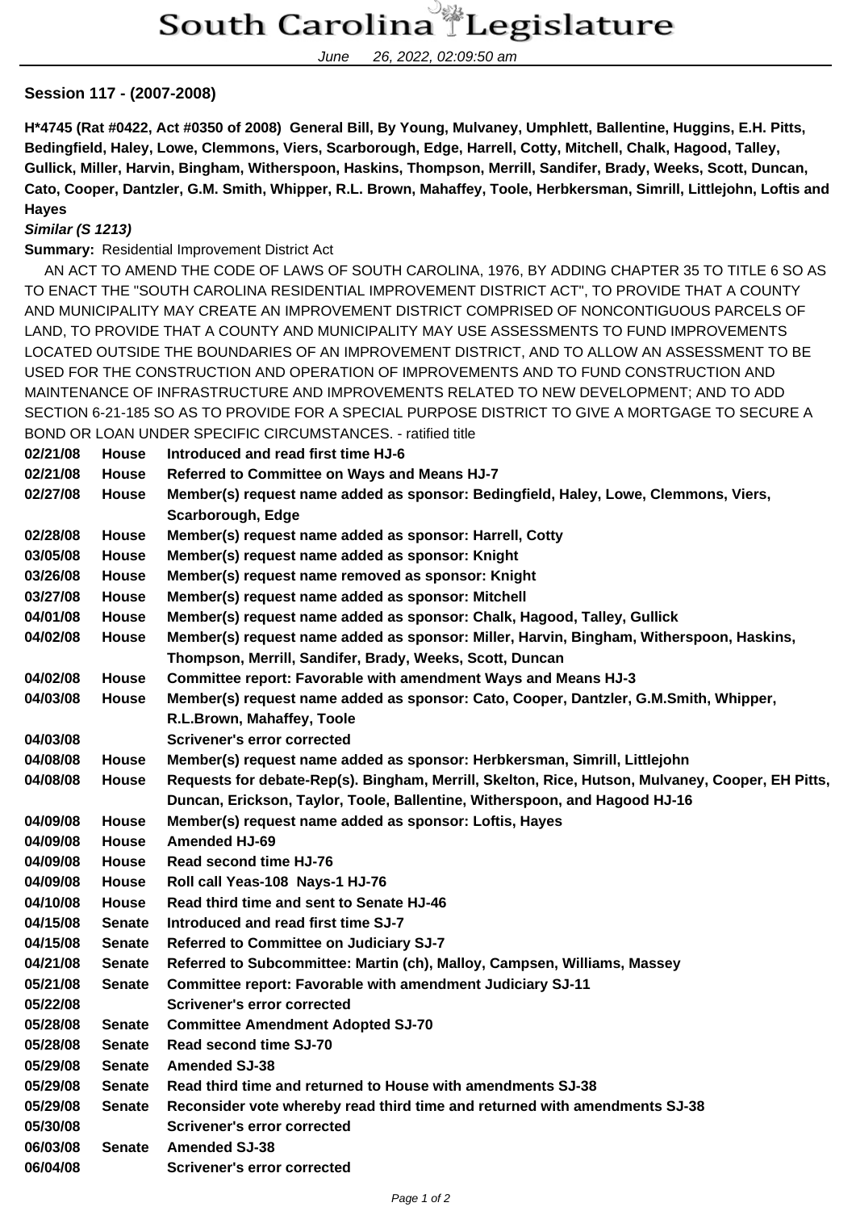# South Carolina Legislature

June 26, 2022, 02:09:50 am

**Session 117 - (2007-2008)**

**H*4745 (Rat #0422, Act #0350 of 2008) General Bill, By Young, Mulvaney, Umphlett, Ballentine, Huggins, E.H. Pitts, Bedingfield, Haley, Lowe, Clemmons, Viers, Scarborough, Edge, Harrell, Cotty, Mitchell, Chalk, Hagood, Talley, Gullick, Miller, Harvin, Bingham, Witherspoon, Haskins, Thompson, Merrill, Sandifer, Brady, Weeks, Scott, Duncan, Cato, Cooper, Dantzler, G.M. Smith, Whipper, R.L. Brown, Mahaffey, Toole, Herbkersman, Simrill, Littlejohn, Loftis and Hayes**

***Similar (S 1213)***

**Summary:** Residential Improvement District Act

AN ACT TO AMEND THE CODE OF LAWS OF SOUTH CAROLINA, 1976, BY ADDING CHAPTER 35 TO TITLE 6 SO AS TO ENACT THE "SOUTH CAROLINA RESIDENTIAL IMPROVEMENT DISTRICT ACT", TO PROVIDE THAT A COUNTY AND MUNICIPALITY MAY CREATE AN IMPROVEMENT DISTRICT COMPRISED OF NONCONTIGUOUS PARCELS OF LAND, TO PROVIDE THAT A COUNTY AND MUNICIPALITY MAY USE ASSESSMENTS TO FUND IMPROVEMENTS LOCATED OUTSIDE THE BOUNDARIES OF AN IMPROVEMENT DISTRICT, AND TO ALLOW AN ASSESSMENT TO BE USED FOR THE CONSTRUCTION AND OPERATION OF IMPROVEMENTS AND TO FUND CONSTRUCTION AND MAINTENANCE OF INFRASTRUCTURE AND IMPROVEMENTS RELATED TO NEW DEVELOPMENT; AND TO ADD SECTION 6-21-185 SO AS TO PROVIDE FOR A SPECIAL PURPOSE DISTRICT TO GIVE A MORTGAGE TO SECURE A BOND OR LOAN UNDER SPECIFIC CIRCUMSTANCES. - ratified title

| | | |
|---|---|---|
| **02/21/08** | **House** | **Introduced and read first time HJ-6** |
| **02/21/08** | **House** | **Referred to Committee on Ways and Means HJ-7** |
| **02/27/08** | **House** | **Member(s) request name added as sponsor: Bedingfield, Haley, Lowe, Clemmons, Viers, Scarborough, Edge** |
| **02/28/08** | **House** | **Member(s) request name added as sponsor: Harrell, Cotty** |
| **03/05/08** | **House** | **Member(s) request name added as sponsor: Knight** |
| **03/26/08** | **House** | **Member(s) request name removed as sponsor: Knight** |
| **03/27/08** | **House** | **Member(s) request name added as sponsor: Mitchell** |
| **04/01/08** | **House** | **Member(s) request name added as sponsor: Chalk, Hagood, Talley, Gullick** |
| **04/02/08** | **House** | **Member(s) request name added as sponsor: Miller, Harvin, Bingham, Witherspoon, Haskins, Thompson, Merrill, Sandifer, Brady, Weeks, Scott, Duncan** |
| **04/02/08** | **House** | **Committee report: Favorable with amendment Ways and Means HJ-3** |
| **04/03/08** | **House** | **Member(s) request name added as sponsor: Cato, Cooper, Dantzler, G.M.Smith, Whipper, R.L.Brown, Mahaffey, Toole** |
| **04/03/08** | | **Scrivener's error corrected** |
| **04/08/08** | **House** | **Member(s) request name added as sponsor: Herbkersman, Simrill, Littlejohn** |
| **04/08/08** | **House** | **Requests for debate-Rep(s). Bingham, Merrill, Skelton, Rice, Hutson, Mulvaney, Cooper, EH Pitts, Duncan, Erickson, Taylor, Toole, Ballentine, Witherspoon, and Hagood HJ-16** |
| **04/09/08** | **House** | **Member(s) request name added as sponsor: Loftis, Hayes** |
| **04/09/08** | **House** | **Amended HJ-69** |
| **04/09/08** | **House** | **Read second time HJ-76** |
| **04/09/08** | **House** | **Roll call Yeas-108 Nays-1 HJ-76** |
| **04/10/08** | **House** | **Read third time and sent to Senate HJ-46** |
| **04/15/08** | **Senate** | **Introduced and read first time SJ-7** |
| **04/15/08** | **Senate** | **Referred to Committee on Judiciary SJ-7** |
| **04/21/08** | **Senate** | **Referred to Subcommittee: Martin (ch), Malloy, Campsen, Williams, Massey** |
| **05/21/08** | **Senate** | **Committee report: Favorable with amendment Judiciary SJ-11** |
| **05/22/08** | | **Scrivener's error corrected** |
| **05/28/08** | **Senate** | **Committee Amendment Adopted SJ-70** |
| **05/28/08** | **Senate** | **Read second time SJ-70** |
| **05/29/08** | **Senate** | **Amended SJ-38** |
| **05/29/08** | **Senate** | **Read third time and returned to House with amendments SJ-38** |
| **05/29/08** | **Senate** | **Reconsider vote whereby read third time and returned with amendments SJ-38** |
| **05/30/08** | | **Scrivener's error corrected** |
| **06/03/08** | **Senate** | **Amended SJ-38** |
| **06/04/08** | | **Scrivener's error corrected** |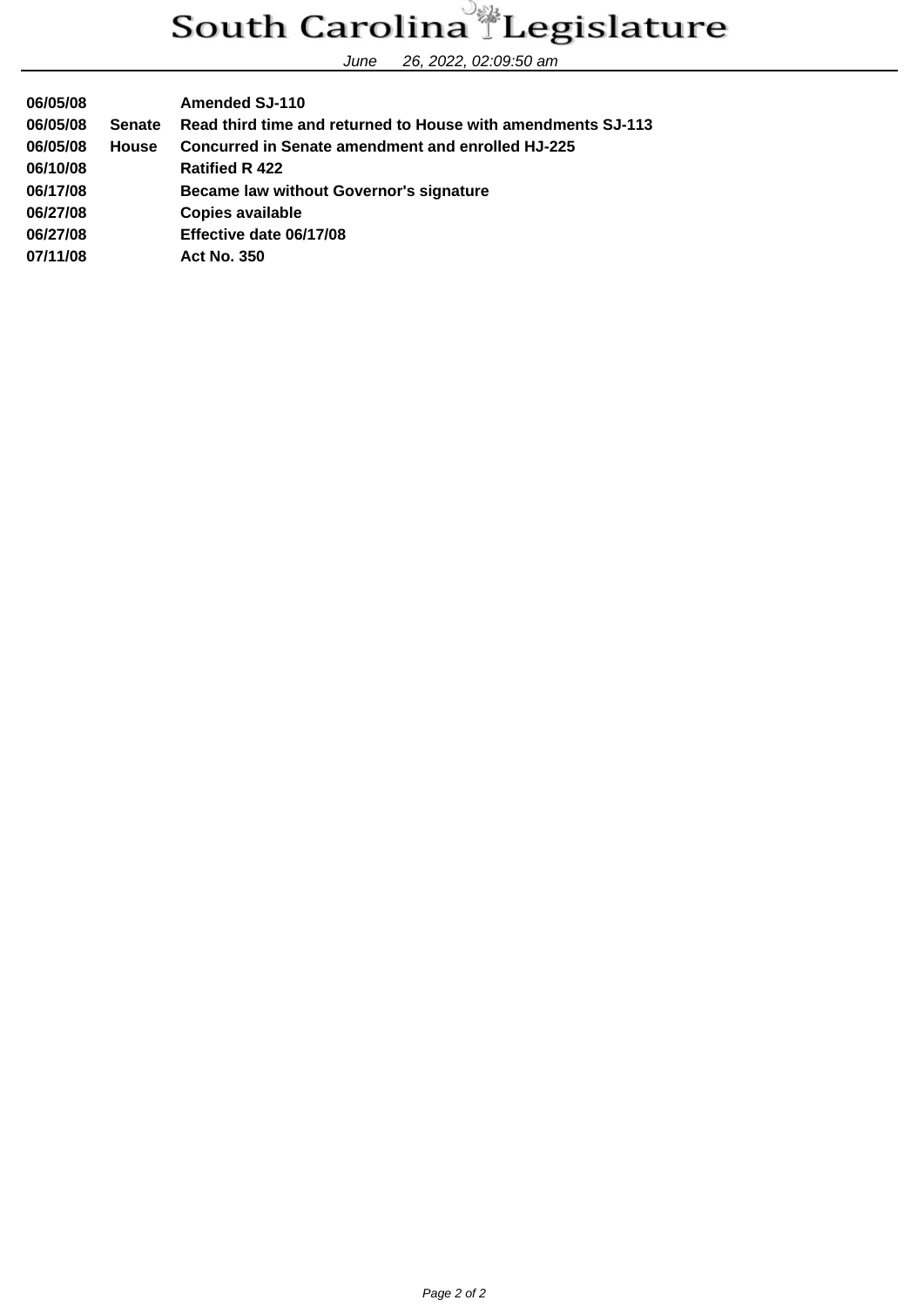| | | |
|---|---|---|
| 06/05/08 | | Amended SJ-110 |
| 06/05/08 | Senate | Read third time and returned to House with amendments SJ-113 |
| 06/05/08 | House | Concurred in Senate amendment and enrolled HJ-225 |
| 06/10/08 | | Ratified R 422 |
| 06/17/08 | | Became law without Governor's signature |
| 06/27/08 | | Copies available |
| 06/27/08 | | Effective date 06/17/08 |
| 07/11/08 | | Act No. 350 |